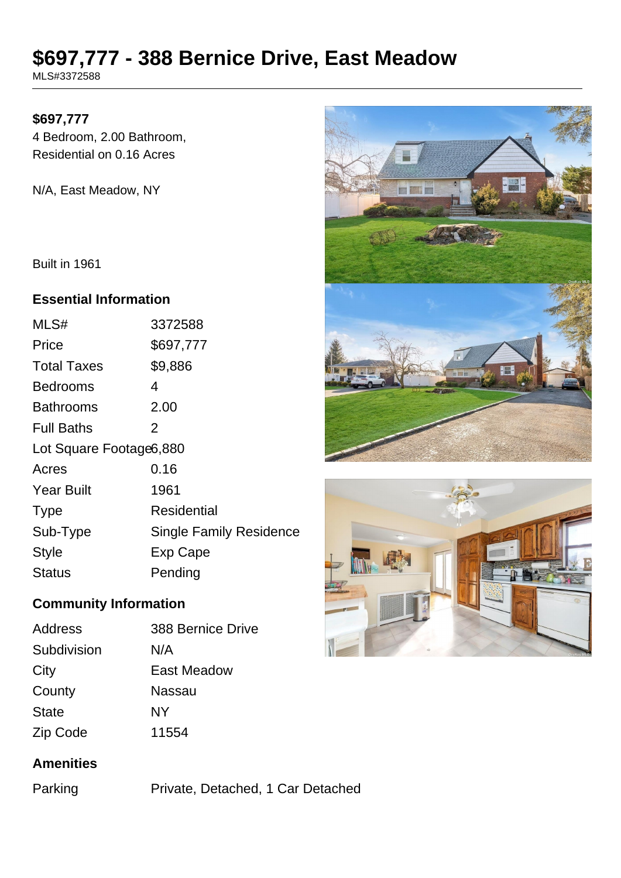# $697,777 - 388 Bernice Drive, East Meadow

MLS#3372588

**$697,777**

4 Bedroom, 2.00 Bathroom, Residential on 0.16 Acres

N/A, East Meadow, NY

Built in 1961

### Essential Information

| | |
|---|---|
| MLS# | 3372588 |
| Price | $697,777 |
| Total Taxes | $9,886 |
| Bedrooms | 4 |
| Bathrooms | 2.00 |
| Full Baths | 2 |
| Lot Square Footage | 6,880 |
| Acres | 0.16 |
| Year Built | 1961 |
| Type | Residential |
| Sub-Type | Single Family Residence |
| Style | Exp Cape |
| Status | Pending |

### Community Information

| | |
|---|---|
| Address | 388 Bernice Drive |
| Subdivision | N/A |
| City | East Meadow |
| County | Nassau |
| State | NY |
| Zip Code | 11554 |

### Amenities

| | |
|---|---|
| Parking | Private, Detached, 1 Car Detached |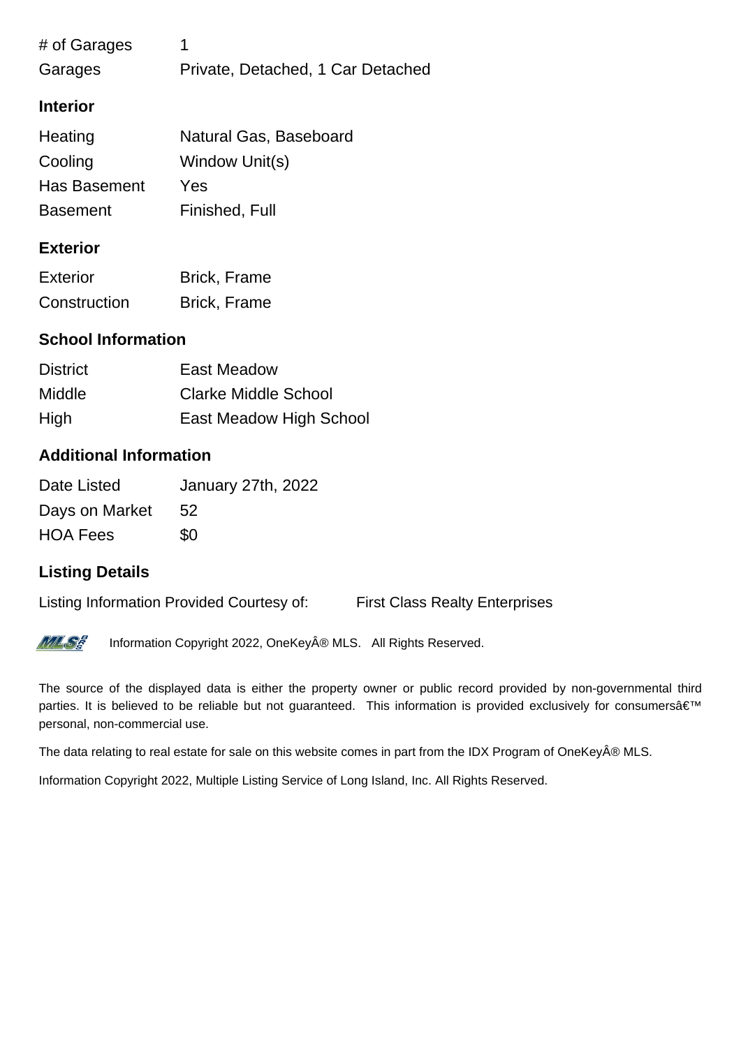| | |
|---|---|
| # of Garages | 1 |
| Garages | Private, Detached, 1 Car Detached |

### Interior

| | |
|---|---|
| Heating | Natural Gas, Baseboard |
| Cooling | Window Unit(s) |
| Has Basement | Yes |
| Basement | Finished, Full |

### Exterior

| | |
|---|---|
| Exterior | Brick, Frame |
| Construction | Brick, Frame |

### School Information

| | |
|---|---|
| District | East Meadow |
| Middle | Clarke Middle School |
| High | East Meadow High School |

### Additional Information

| | |
|---|---|
| Date Listed | January 27th, 2022 |
| Days on Market | 52 |
| HOA Fees | $0 |

### Listing Details

Listing Information Provided Courtesy of: First Class Realty Enterprises

Information Copyright 2022, OneKeyÂ® MLS. All Rights Reserved.

The source of the displayed data is either the property owner or public record provided by non-governmental third parties. It is believed to be reliable but not guaranteed. This information is provided exclusively for consumersâ€™ personal, non-commercial use.

The data relating to real estate for sale on this website comes in part from the IDX Program of OneKeyÂ® MLS.

Information Copyright 2022, Multiple Listing Service of Long Island, Inc. All Rights Reserved.